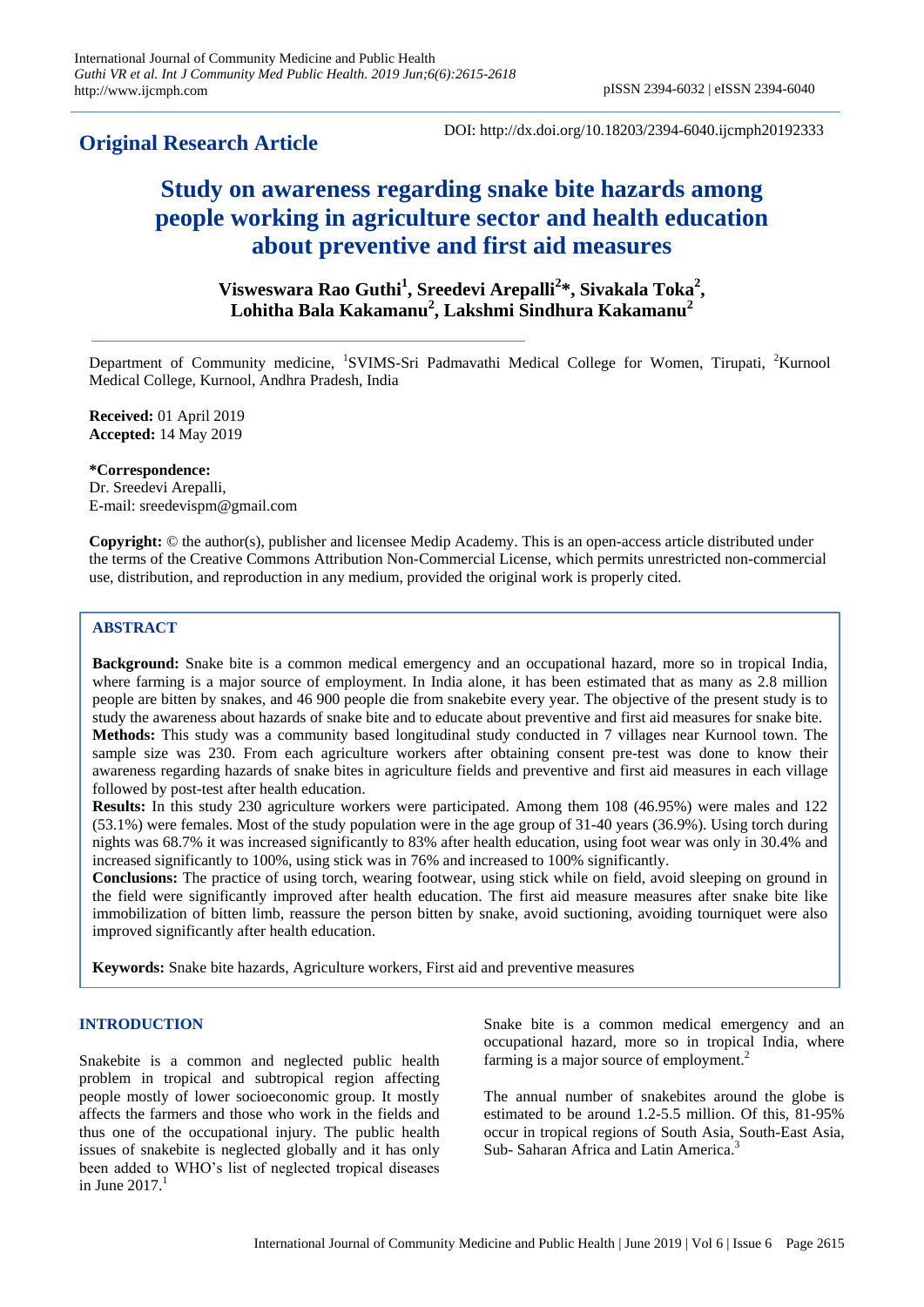## Original Research Article

DOI: http://dx.doi.org/10.18203/2394-6040.ijcmph20192333

# Study on awareness regarding snake bite hazards among people working in agriculture sector and health education about preventive and first aid measures

**Visweswara Rao Guthi[1], Sreedevi Arepalli[2]*, Sivakala Toka[2], Lohitha Bala Kakamanu[2], Lakshmi Sindhura Kakamanu[2]**

Department of Community medicine, [1]SVIMS-Sri Padmavathi Medical College for Women, Tirupati, [2]Kurnool Medical College, Kurnool, Andhra Pradesh, India

**Received:** 01 April 2019
**Accepted:** 14 May 2019

**\*Correspondence:**
Dr. Sreedevi Arepalli,
E-mail: sreedevispm@gmail.com

**Copyright:** © the author(s), publisher and licensee Medip Academy. This is an open-access article distributed under the terms of the Creative Commons Attribution Non-Commercial License, which permits unrestricted non-commercial use, distribution, and reproduction in any medium, provided the original work is properly cited.

## ABSTRACT

**Background:** Snake bite is a common medical emergency and an occupational hazard, more so in tropical India, where farming is a major source of employment. In India alone, it has been estimated that as many as 2.8 million people are bitten by snakes, and 46 900 people die from snakebite every year. The objective of the present study is to study the awareness about hazards of snake bite and to educate about preventive and first aid measures for snake bite.

**Methods:** This study was a community based longitudinal study conducted in 7 villages near Kurnool town. The sample size was 230. From each agriculture workers after obtaining consent pre-test was done to know their awareness regarding hazards of snake bites in agriculture fields and preventive and first aid measures in each village followed by post-test after health education.

**Results:** In this study 230 agriculture workers were participated. Among them 108 (46.95%) were males and 122 (53.1%) were females. Most of the study population were in the age group of 31-40 years (36.9%). Using torch during nights was 68.7% it was increased significantly to 83% after health education, using foot wear was only in 30.4% and increased significantly to 100%, using stick was in 76% and increased to 100% significantly.

**Conclusions:** The practice of using torch, wearing footwear, using stick while on field, avoid sleeping on ground in the field were significantly improved after health education. The first aid measure measures after snake bite like immobilization of bitten limb, reassure the person bitten by snake, avoid suctioning, avoiding tourniquet were also improved significantly after health education.

**Keywords:** Snake bite hazards, Agriculture workers, First aid and preventive measures

## INTRODUCTION

Snakebite is a common and neglected public health problem in tropical and subtropical region affecting people mostly of lower socioeconomic group. It mostly affects the farmers and those who work in the fields and thus one of the occupational injury. The public health issues of snakebite is neglected globally and it has only been added to WHO's list of neglected tropical diseases in June 2017.[1]

Snake bite is a common medical emergency and an occupational hazard, more so in tropical India, where farming is a major source of employment.[2]

The annual number of snakebites around the globe is estimated to be around 1.2-5.5 million. Of this, 81-95% occur in tropical regions of South Asia, South-East Asia, Sub- Saharan Africa and Latin America.[3]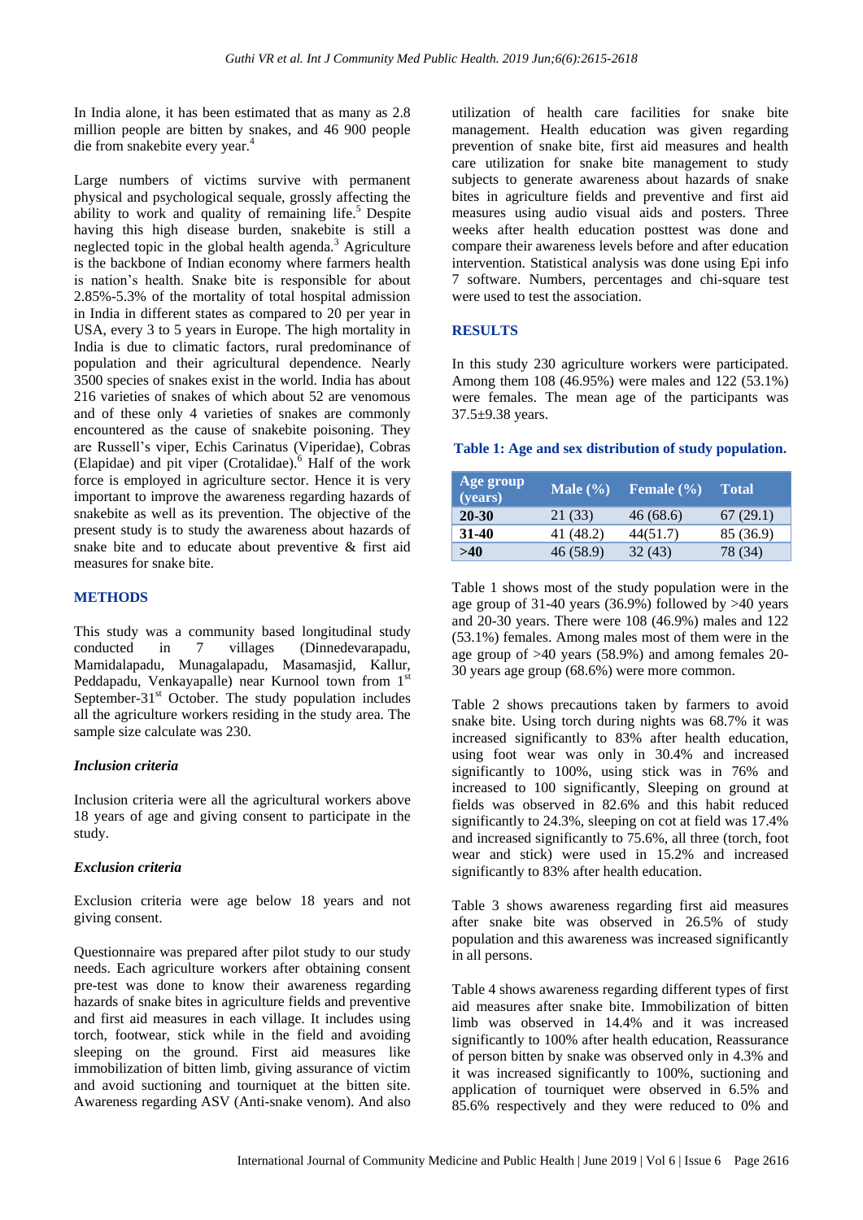In India alone, it has been estimated that as many as 2.8 million people are bitten by snakes, and 46 900 people die from snakebite every year.[4]

Large numbers of victims survive with permanent physical and psychological sequale, grossly affecting the ability to work and quality of remaining life.[5] Despite having this high disease burden, snakebite is still a neglected topic in the global health agenda.[3] Agriculture is the backbone of Indian economy where farmers health is nation's health. Snake bite is responsible for about 2.85%-5.3% of the mortality of total hospital admission in India in different states as compared to 20 per year in USA, every 3 to 5 years in Europe. The high mortality in India is due to climatic factors, rural predominance of population and their agricultural dependence. Nearly 3500 species of snakes exist in the world. India has about 216 varieties of snakes of which about 52 are venomous and of these only 4 varieties of snakes are commonly encountered as the cause of snakebite poisoning. They are Russell's viper, Echis Carinatus (Viperidae), Cobras (Elapidae) and pit viper (Crotalidae).[6] Half of the work force is employed in agriculture sector. Hence it is very important to improve the awareness regarding hazards of snakebite as well as its prevention. The objective of the present study is to study the awareness about hazards of snake bite and to educate about preventive & first aid measures for snake bite.

## METHODS

This study was a community based longitudinal study conducted in 7 villages (Dinnedevarapadu, Mamidalapadu, Munagalapadu, Masamasjid, Kallur, Peddapadu, Venkayapalle) near Kurnool town from 1st September-31st October. The study population includes all the agriculture workers residing in the study area. The sample size calculate was 230.

### *Inclusion criteria*

Inclusion criteria were all the agricultural workers above 18 years of age and giving consent to participate in the study.

### *Exclusion criteria*

Exclusion criteria were age below 18 years and not giving consent.

Questionnaire was prepared after pilot study to our study needs. Each agriculture workers after obtaining consent pre-test was done to know their awareness regarding hazards of snake bites in agriculture fields and preventive and first aid measures in each village. It includes using torch, footwear, stick while in the field and avoiding sleeping on the ground. First aid measures like immobilization of bitten limb, giving assurance of victim and avoid suctioning and tourniquet at the bitten site. Awareness regarding ASV (Anti-snake venom). And also utilization of health care facilities for snake bite management. Health education was given regarding prevention of snake bite, first aid measures and health care utilization for snake bite management to study subjects to generate awareness about hazards of snake bites in agriculture fields and preventive and first aid measures using audio visual aids and posters. Three weeks after health education posttest was done and compare their awareness levels before and after education intervention. Statistical analysis was done using Epi info 7 software. Numbers, percentages and chi-square test were used to test the association.

## RESULTS

In this study 230 agriculture workers were participated. Among them 108 (46.95%) were males and 122 (53.1%) were females. The mean age of the participants was 37.5±9.38 years.

**Table 1: Age and sex distribution of study population.**

| Age group (years) | Male (%) | Female (%) | Total |
|---|---|---|---|
| **20-30** | 21 (33) | 46 (68.6) | 67 (29.1) |
| **31-40** | 41 (48.2) | 44(51.7) | 85 (36.9) |
| **>40** | 46 (58.9) | 32 (43) | 78 (34) |

Table 1 shows most of the study population were in the age group of 31-40 years (36.9%) followed by >40 years and 20-30 years. There were 108 (46.9%) males and 122 (53.1%) females. Among males most of them were in the age group of >40 years (58.9%) and among females 20-30 years age group (68.6%) were more common.

Table 2 shows precautions taken by farmers to avoid snake bite. Using torch during nights was 68.7% it was increased significantly to 83% after health education, using foot wear was only in 30.4% and increased significantly to 100%, using stick was in 76% and increased to 100 significantly, Sleeping on ground at fields was observed in 82.6% and this habit reduced significantly to 24.3%, sleeping on cot at field was 17.4% and increased significantly to 75.6%, all three (torch, foot wear and stick) were used in 15.2% and increased significantly to 83% after health education.

Table 3 shows awareness regarding first aid measures after snake bite was observed in 26.5% of study population and this awareness was increased significantly in all persons.

Table 4 shows awareness regarding different types of first aid measures after snake bite. Immobilization of bitten limb was observed in 14.4% and it was increased significantly to 100% after health education, Reassurance of person bitten by snake was observed only in 4.3% and it was increased significantly to 100%, suctioning and application of tourniquet were observed in 6.5% and 85.6% respectively and they were reduced to 0% and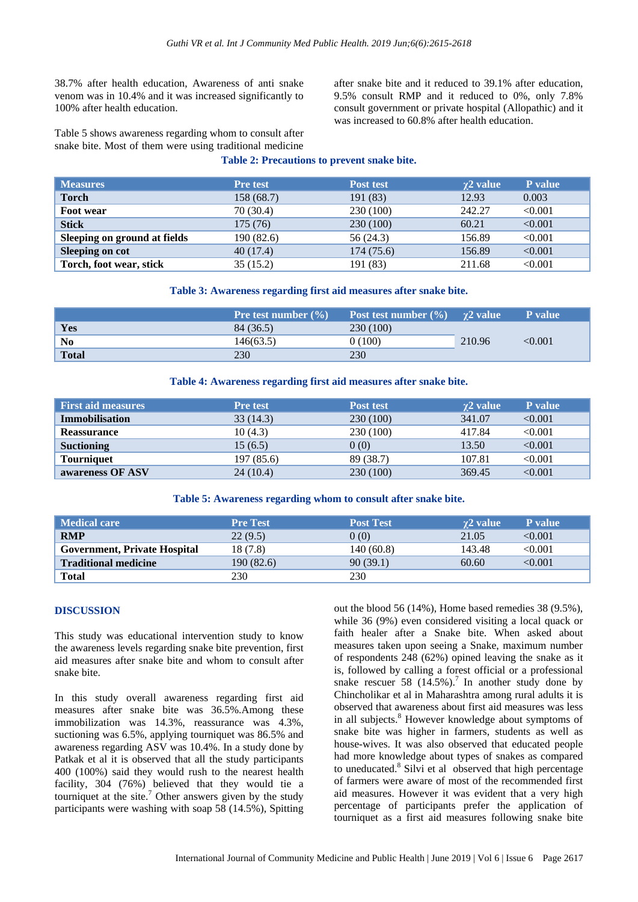38.7% after health education, Awareness of anti snake venom was in 10.4% and it was increased significantly to 100% after health education.

Table 5 shows awareness regarding whom to consult after snake bite. Most of them were using traditional medicine after snake bite and it reduced to 39.1% after education, 9.5% consult RMP and it reduced to 0%, only 7.8% consult government or private hospital (Allopathic) and it was increased to 60.8% after health education.

**Table 2: Precautions to prevent snake bite.**

| Measures | Pre test | Post test | χ2 value | P value |
|---|---|---|---|---|
| **Torch** | 158 (68.7) | 191 (83) | 12.93 | 0.003 |
| **Foot wear** | 70 (30.4) | 230 (100) | 242.27 | <0.001 |
| **Stick** | 175 (76) | 230 (100) | 60.21 | <0.001 |
| **Sleeping on ground at fields** | 190 (82.6) | 56 (24.3) | 156.89 | <0.001 |
| **Sleeping on cot** | 40 (17.4) | 174 (75.6) | 156.89 | <0.001 |
| **Torch, foot wear, stick** | 35 (15.2) | 191 (83) | 211.68 | <0.001 |

**Table 3: Awareness regarding first aid measures after snake bite.**

| | Pre test number (%) | Post test number (%) | χ2 value | P value |
|---|---|---|---|---|
| **Yes** | 84 (36.5) | 230 (100) | | |
| **No** | 146(63.5) | 0 (100) | 210.96 | <0.001 |
| **Total** | 230 | 230 | | |

**Table 4: Awareness regarding first aid measures after snake bite.**

| First aid measures | Pre test | Post test | χ2 value | P value |
|---|---|---|---|---|
| **Immobilisation** | 33 (14.3) | 230 (100) | 341.07 | <0.001 |
| **Reassurance** | 10 (4.3) | 230 (100) | 417.84 | <0.001 |
| **Suctioning** | 15 (6.5) | 0 (0) | 13.50 | <0.001 |
| **Tourniquet** | 197 (85.6) | 89 (38.7) | 107.81 | <0.001 |
| **awareness OF ASV** | 24 (10.4) | 230 (100) | 369.45 | <0.001 |

**Table 5: Awareness regarding whom to consult after snake bite.**

| Medical care | Pre Test | Post Test | χ2 value | P value |
|---|---|---|---|---|
| **RMP** | 22 (9.5) | 0 (0) | 21.05 | <0.001 |
| **Government, Private Hospital** | 18 (7.8) | 140 (60.8) | 143.48 | <0.001 |
| **Traditional medicine** | 190 (82.6) | 90 (39.1) | 60.60 | <0.001 |
| **Total** | 230 | 230 | | |

## DISCUSSION

This study was educational intervention study to know the awareness levels regarding snake bite prevention, first aid measures after snake bite and whom to consult after snake bite.

In this study overall awareness regarding first aid measures after snake bite was 36.5%.Among these immobilization was 14.3%, reassurance was 4.3%, suctioning was 6.5%, applying tourniquet was 86.5% and awareness regarding ASV was 10.4%. In a study done by Patkak et al it is observed that all the study participants 400 (100%) said they would rush to the nearest health facility, 304 (76%) believed that they would tie a tourniquet at the site.[7] Other answers given by the study participants were washing with soap 58 (14.5%), Spitting out the blood 56 (14%), Home based remedies 38 (9.5%), while 36 (9%) even considered visiting a local quack or faith healer after a Snake bite. When asked about measures taken upon seeing a Snake, maximum number of respondents 248 (62%) opined leaving the snake as it is, followed by calling a forest official or a professional snake rescuer 58 (14.5%).[7] In another study done by Chincholikar et al in Maharashtra among rural adults it is observed that awareness about first aid measures was less in all subjects.[8] However knowledge about symptoms of snake bite was higher in farmers, students as well as house-wives. It was also observed that educated people had more knowledge about types of snakes as compared to uneducated.[8] Silvi et al observed that high percentage of farmers were aware of most of the recommended first aid measures. However it was evident that a very high percentage of participants prefer the application of tourniquet as a first aid measures following snake bite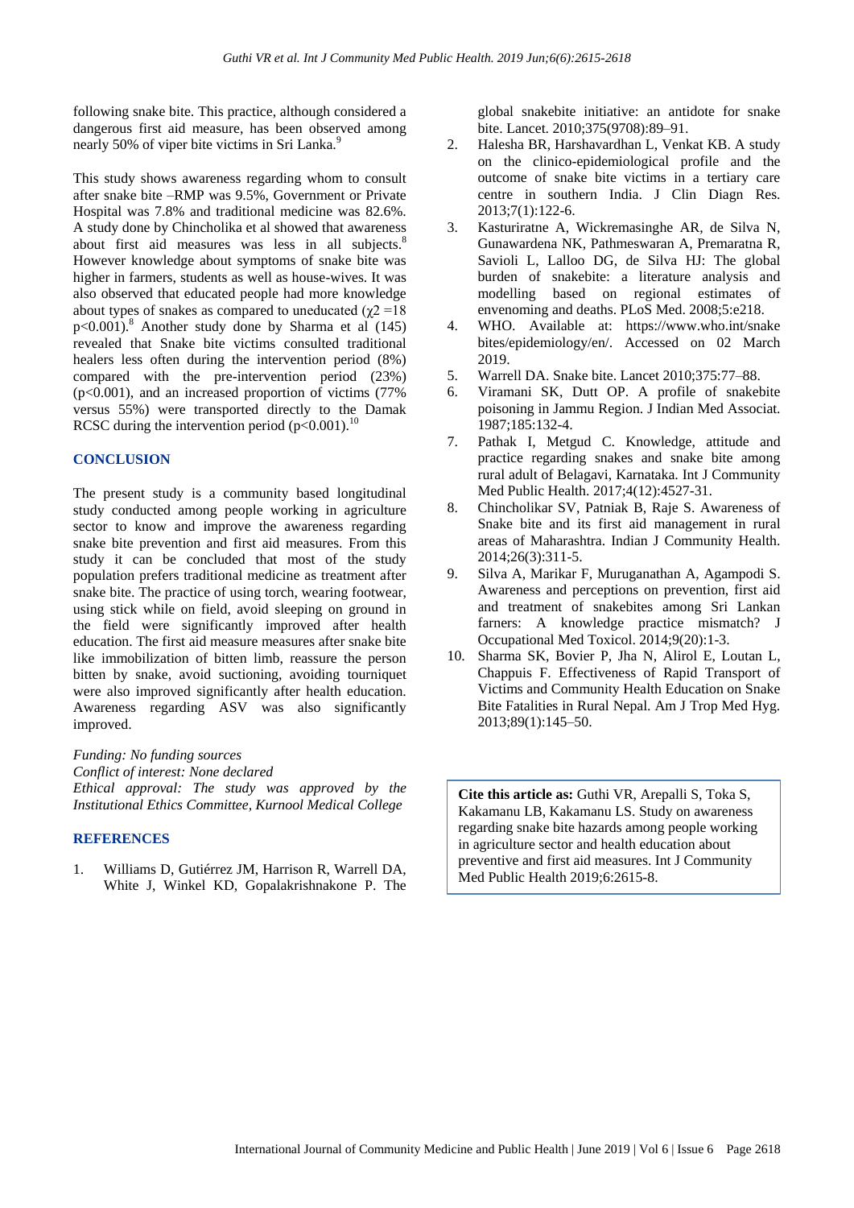following snake bite. This practice, although considered a dangerous first aid measure, has been observed among nearly 50% of viper bite victims in Sri Lanka.[9]

This study shows awareness regarding whom to consult after snake bite –RMP was 9.5%, Government or Private Hospital was 7.8% and traditional medicine was 82.6%. A study done by Chincholika et al showed that awareness about first aid measures was less in all subjects.[8] However knowledge about symptoms of snake bite was higher in farmers, students as well as house-wives. It was also observed that educated people had more knowledge about types of snakes as compared to uneducated ($\chi2$ =18 $p<0.001$).[8] Another study done by Sharma et al (145) revealed that Snake bite victims consulted traditional healers less often during the intervention period (8%) compared with the pre-intervention period (23%) ($p<0.001$), and an increased proportion of victims (77% versus 55%) were transported directly to the Damak RCSC during the intervention period ($p<0.001$).[10]

## CONCLUSION

The present study is a community based longitudinal study conducted among people working in agriculture sector to know and improve the awareness regarding snake bite prevention and first aid measures. From this study it can be concluded that most of the study population prefers traditional medicine as treatment after snake bite. The practice of using torch, wearing footwear, using stick while on field, avoid sleeping on ground in the field were significantly improved after health education. The first aid measure measures after snake bite like immobilization of bitten limb, reassure the person bitten by snake, avoid suctioning, avoiding tourniquet were also improved significantly after health education. Awareness regarding ASV was also significantly improved.

*Funding: No funding sources*
*Conflict of interest: None declared*
*Ethical approval: The study was approved by the Institutional Ethics Committee, Kurnool Medical College*

## REFERENCES

1. Williams D, Gutiérrez JM, Harrison R, Warrell DA, White J, Winkel KD, Gopalakrishnakone P. The global snakebite initiative: an antidote for snake bite. Lancet. 2010;375(9708):89–91.
2. Halesha BR, Harshavardhan L, Venkat KB. A study on the clinico-epidemiological profile and the outcome of snake bite victims in a tertiary care centre in southern India. J Clin Diagn Res. 2013;7(1):122-6.
3. Kasturiratne A, Wickremasinghe AR, de Silva N, Gunawardena NK, Pathmeswaran A, Premaratna R, Savioli L, Lalloo DG, de Silva HJ: The global burden of snakebite: a literature analysis and modelling based on regional estimates of envenoming and deaths. PLoS Med. 2008;5:e218.
4. WHO. Available at: https://www.who.int/snake bites/epidemiology/en/. Accessed on 02 March 2019.
5. Warrell DA. Snake bite. Lancet 2010;375:77–88.
6. Viramani SK, Dutt OP. A profile of snakebite poisoning in Jammu Region. J Indian Med Associat. 1987;185:132-4.
7. Pathak I, Metgud C. Knowledge, attitude and practice regarding snakes and snake bite among rural adult of Belagavi, Karnataka. Int J Community Med Public Health. 2017;4(12):4527-31.
8. Chincholikar SV, Patniak B, Raje S. Awareness of Snake bite and its first aid management in rural areas of Maharashtra. Indian J Community Health. 2014;26(3):311-5.
9. Silva A, Marikar F, Muruganathan A, Agampodi S. Awareness and perceptions on prevention, first aid and treatment of snakebites among Sri Lankan farners: A knowledge practice mismatch? J Occupational Med Toxicol. 2014;9(20):1-3.
10. Sharma SK, Bovier P, Jha N, Alirol E, Loutan L, Chappuis F. Effectiveness of Rapid Transport of Victims and Community Health Education on Snake Bite Fatalities in Rural Nepal. Am J Trop Med Hyg. 2013;89(1):145–50.

**Cite this article as:** Guthi VR, Arepalli S, Toka S, Kakamanu LB, Kakamanu LS. Study on awareness regarding snake bite hazards among people working in agriculture sector and health education about preventive and first aid measures. Int J Community Med Public Health 2019;6:2615-8.